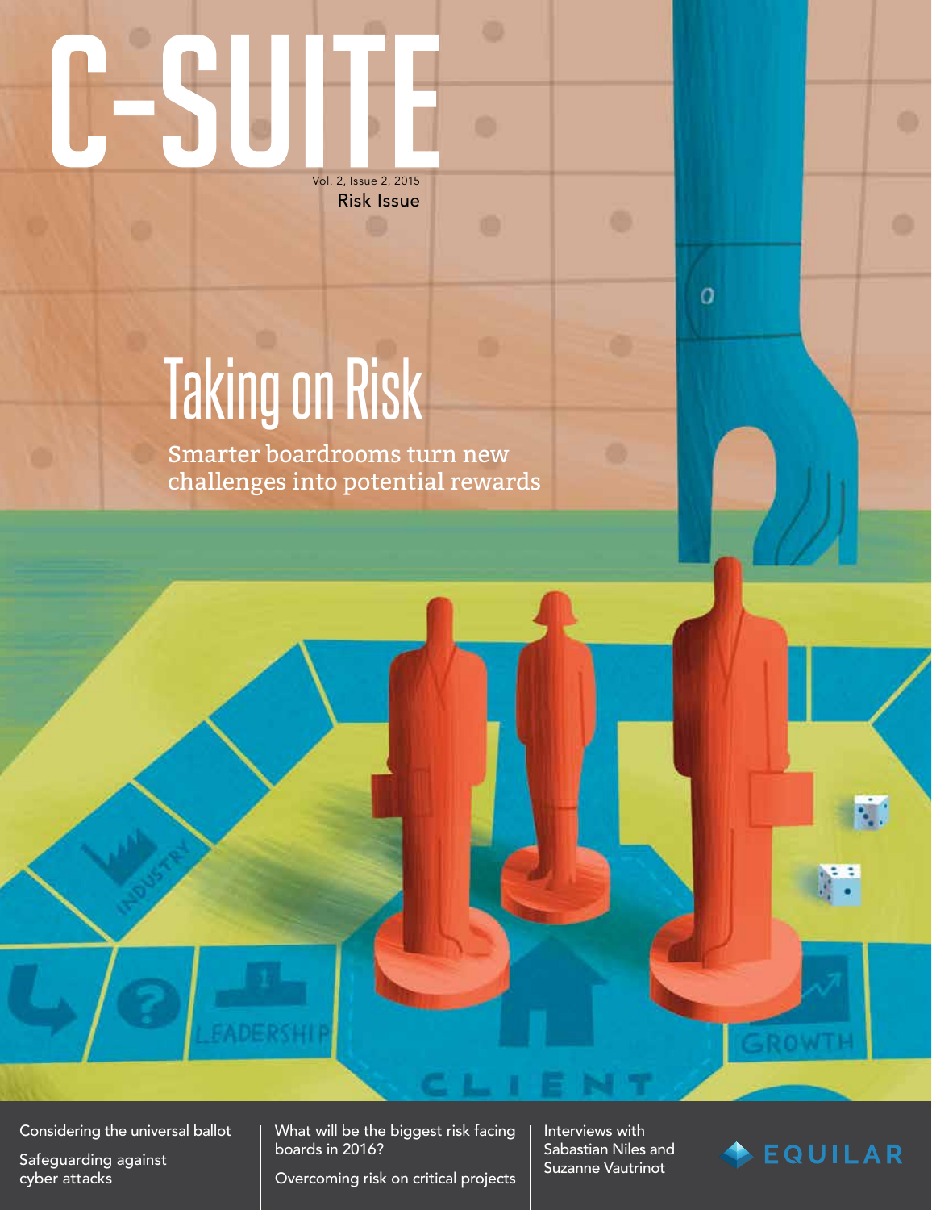# C-SUITE

Vol. 2, Issue 2, 2015

Risk Issue

## Taking on Risk

Smarter boardrooms turn new challenges into potential rewards

Considering the universal ballot

Safeguarding against cyber attacks

What will be the biggest risk facing boards in 2016?

Overcoming risk on critical projects

Interviews with Sabastian Niles and Suzanne Vautrinot

EQUILAR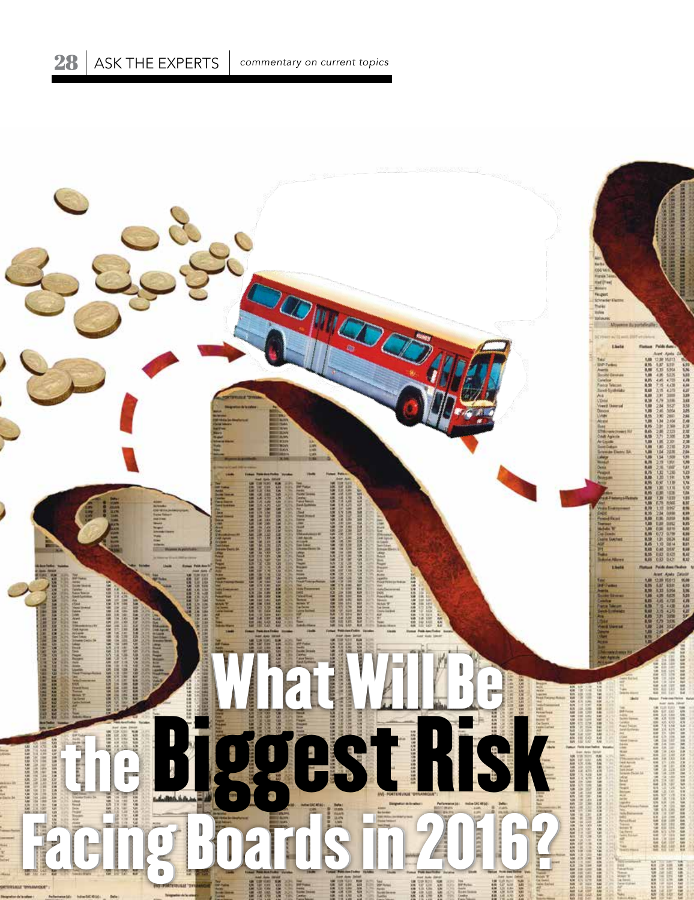# What Will Be the Biggest Risk Facing Boards in 2016?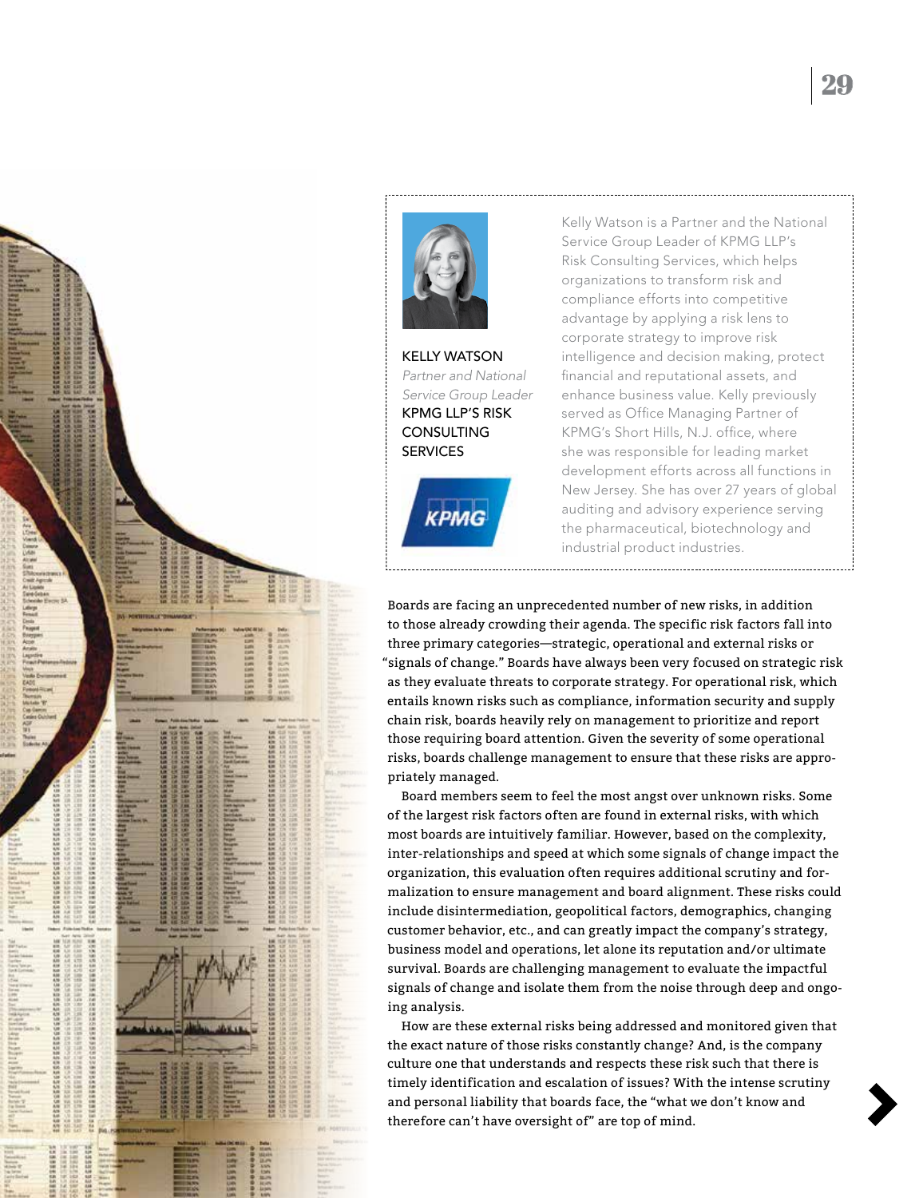**KELLY WATSON**

*Partner and National Service Group Leader*

KPMG LLP'S RISK CONSULTING SERVICES

Kelly Watson is a Partner and the National Service Group Leader of KPMG LLP's Risk Consulting Services, which helps organizations to transform risk and compliance efforts into competitive advantage by applying a risk lens to corporate strategy to improve risk intelligence and decision making, protect financial and reputational assets, and enhance business value. Kelly previously served as Office Managing Partner of KPMG's Short Hills, N.J. office, where she was responsible for leading market development efforts across all functions in New Jersey. She has over 27 years of global auditing and advisory experience serving the pharmaceutical, biotechnology and industrial product industries.

Boards are facing an unprecedented number of new risks, in addition to those already crowding their agenda. The specific risk factors fall into three primary categories—strategic, operational and external risks or "signals of change." Boards have always been very focused on strategic risk as they evaluate threats to corporate strategy. For operational risk, which entails known risks such as compliance, information security and supply chain risk, boards heavily rely on management to prioritize and report those requiring board attention. Given the severity of some operational risks, boards challenge management to ensure that these risks are appropriately managed.

Board members seem to feel the most angst over unknown risks. Some of the largest risk factors often are found in external risks, with which most boards are intuitively familiar. However, based on the complexity, inter-relationships and speed at which some signals of change impact the organization, this evaluation often requires additional scrutiny and formalization to ensure management and board alignment. These risks could include disintermediation, geopolitical factors, demographics, changing customer behavior, etc., and can greatly impact the company's strategy, business model and operations, let alone its reputation and/or ultimate survival. Boards are challenging management to evaluate the impactful signals of change and isolate them from the noise through deep and ongoing analysis.

How are these external risks being addressed and monitored given that the exact nature of those risks constantly change? And, is the company culture one that understands and respects these risk such that there is timely identification and escalation of issues? With the intense scrutiny and personal liability that boards face, the "what we don't know and therefore can't have oversight of" are top of mind.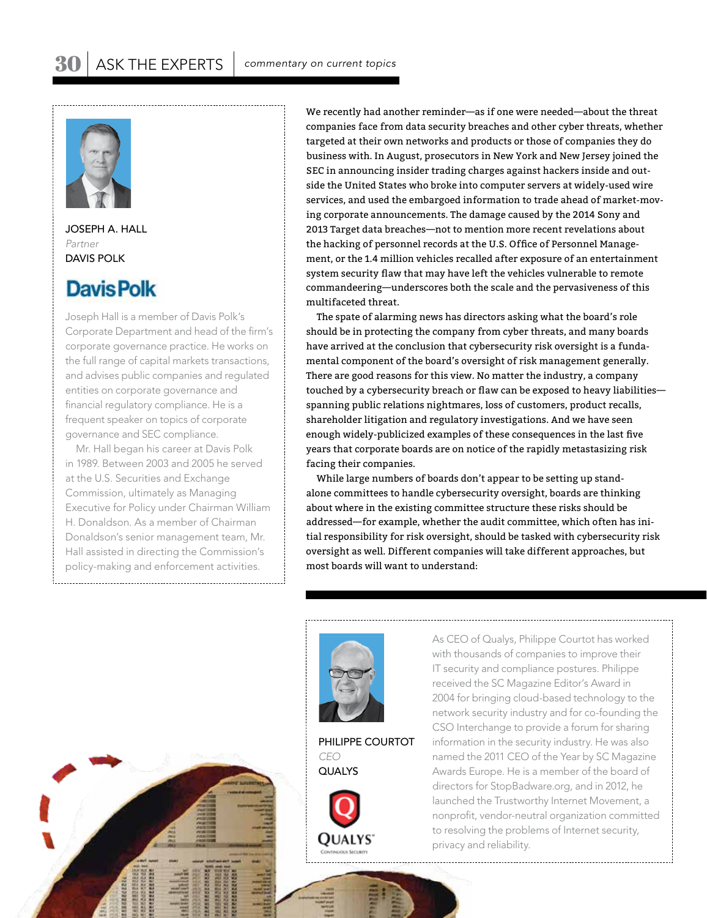## ASK THE EXPERTS

*commentary on current topics*

**JOSEPH A. HALL**
*Partner*
DAVIS POLK

Joseph Hall is a member of Davis Polk's Corporate Department and head of the firm's corporate governance practice. He works on the full range of capital markets transactions, and advises public companies and regulated entities on corporate governance and financial regulatory compliance. He is a frequent speaker on topics of corporate governance and SEC compliance.

Mr. Hall began his career at Davis Polk in 1989. Between 2003 and 2005 he served at the U.S. Securities and Exchange Commission, ultimately as Managing Executive for Policy under Chairman William H. Donaldson. As a member of Chairman Donaldson's senior management team, Mr. Hall assisted in directing the Commission's policy-making and enforcement activities.

We recently had another reminder—as if one were needed—about the threat companies face from data security breaches and other cyber threats, whether targeted at their own networks and products or those of companies they do business with. In August, prosecutors in New York and New Jersey joined the SEC in announcing insider trading charges against hackers inside and outside the United States who broke into computer servers at widely-used wire services, and used the embargoed information to trade ahead of market-moving corporate announcements. The damage caused by the 2014 Sony and 2013 Target data breaches—not to mention more recent revelations about the hacking of personnel records at the U.S. Office of Personnel Management, or the 1.4 million vehicles recalled after exposure of an entertainment system security flaw that may have left the vehicles vulnerable to remote commandeering—underscores both the scale and the pervasiveness of this multifaceted threat.

The spate of alarming news has directors asking what the board's role should be in protecting the company from cyber threats, and many boards have arrived at the conclusion that cybersecurity risk oversight is a fundamental component of the board's oversight of risk management generally. There are good reasons for this view. No matter the industry, a company touched by a cybersecurity breach or flaw can be exposed to heavy liabilities—spanning public relations nightmares, loss of customers, product recalls, shareholder litigation and regulatory investigations. And we have seen enough widely-publicized examples of these consequences in the last five years that corporate boards are on notice of the rapidly metastasizing risk facing their companies.

While large numbers of boards don't appear to be setting up stand-alone committees to handle cybersecurity oversight, boards are thinking about where in the existing committee structure these risks should be addressed—for example, whether the audit committee, which often has initial responsibility for risk oversight, should be tasked with cybersecurity risk oversight as well. Different companies will take different approaches, but most boards will want to understand:

**PHILIPPE COURTOT**
*CEO*
QUALYS

As CEO of Qualys, Philippe Courtot has worked with thousands of companies to improve their IT security and compliance postures. Philippe received the SC Magazine Editor's Award in 2004 for bringing cloud-based technology to the network security industry and for co-founding the CSO Interchange to provide a forum for sharing information in the security industry. He was also named the 2011 CEO of the Year by SC Magazine Awards Europe. He is a member of the board of directors for StopBadware.org, and in 2012, he launched the Trustworthy Internet Movement, a nonprofit, vendor-neutral organization committed to resolving the problems of Internet security, privacy and reliability.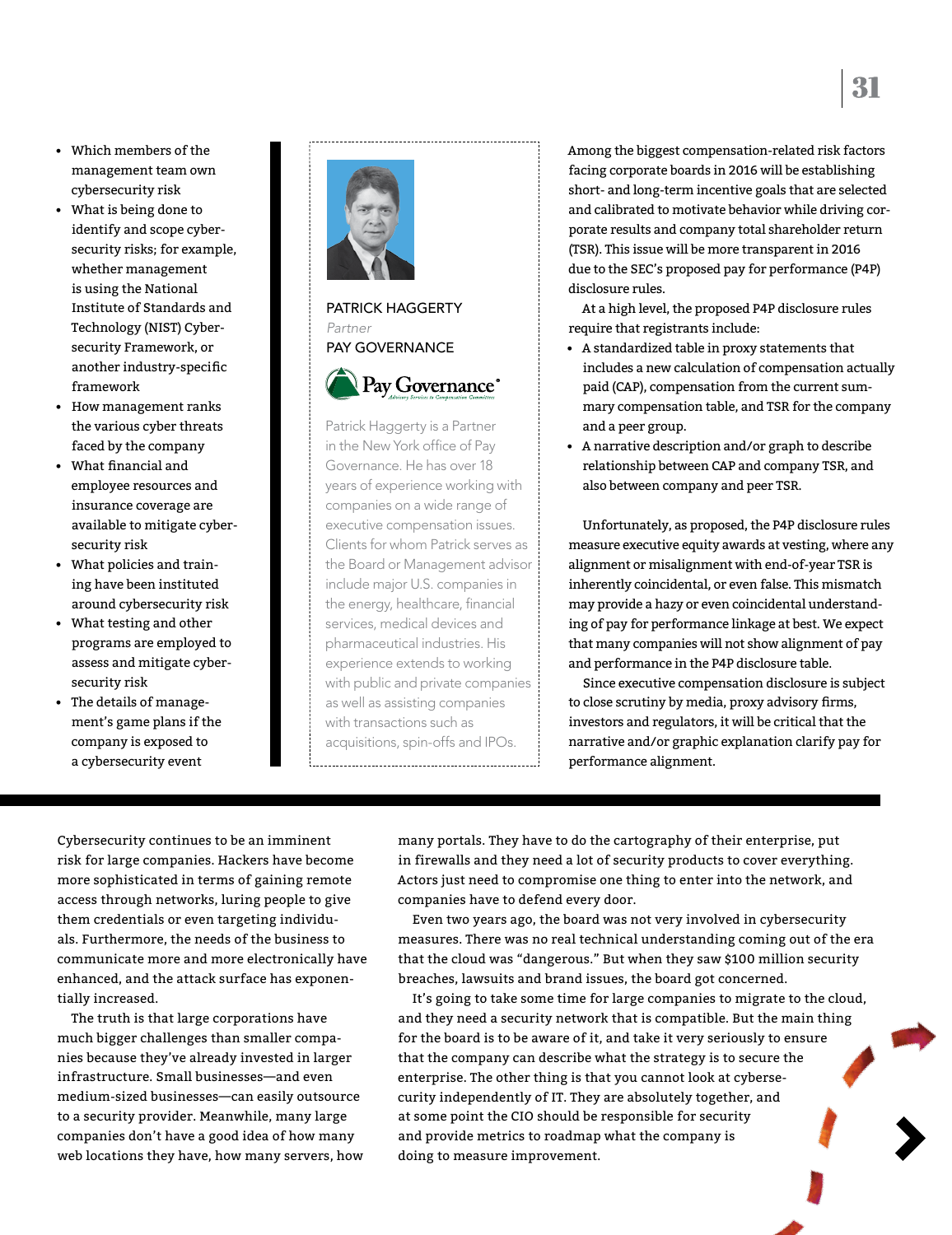- Which members of the management team own cybersecurity risk
- What is being done to identify and scope cybersecurity risks; for example, whether management is using the National Institute of Standards and Technology (NIST) Cybersecurity Framework, or another industry-specific framework
- How management ranks the various cyber threats faced by the company
- What financial and employee resources and insurance coverage are available to mitigate cybersecurity risk
- What policies and training have been instituted around cybersecurity risk
- What testing and other programs are employed to assess and mitigate cybersecurity risk
- The details of management's game plans if the company is exposed to a cybersecurity event

PATRICK HAGGERTY
*Partner*
PAY GOVERNANCE

Patrick Haggerty is a Partner in the New York office of Pay Governance. He has over 18 years of experience working with companies on a wide range of executive compensation issues. Clients for whom Patrick serves as the Board or Management advisor include major U.S. companies in the energy, healthcare, financial services, medical devices and pharmaceutical industries. His experience extends to working with public and private companies as well as assisting companies with transactions such as acquisitions, spin-offs and IPOs.

Among the biggest compensation-related risk factors facing corporate boards in 2016 will be establishing short- and long-term incentive goals that are selected and calibrated to motivate behavior while driving corporate results and company total shareholder return (TSR). This issue will be more transparent in 2016 due to the SEC's proposed pay for performance (P4P) disclosure rules.

At a high level, the proposed P4P disclosure rules require that registrants include:

- A standardized table in proxy statements that includes a new calculation of compensation actually paid (CAP), compensation from the current summary compensation table, and TSR for the company and a peer group.
- A narrative description and/or graph to describe relationship between CAP and company TSR, and also between company and peer TSR.

Unfortunately, as proposed, the P4P disclosure rules measure executive equity awards at vesting, where any alignment or misalignment with end-of-year TSR is inherently coincidental, or even false. This mismatch may provide a hazy or even coincidental understanding of pay for performance linkage at best. We expect that many companies will not show alignment of pay and performance in the P4P disclosure table.

Since executive compensation disclosure is subject to close scrutiny by media, proxy advisory firms, investors and regulators, it will be critical that the narrative and/or graphic explanation clarify pay for performance alignment.

Cybersecurity continues to be an imminent risk for large companies. Hackers have become more sophisticated in terms of gaining remote access through networks, luring people to give them credentials or even targeting individuals. Furthermore, the needs of the business to communicate more and more electronically have enhanced, and the attack surface has exponentially increased.

The truth is that large corporations have much bigger challenges than smaller companies because they've already invested in larger infrastructure. Small businesses—and even medium-sized businesses—can easily outsource to a security provider. Meanwhile, many large companies don't have a good idea of how many web locations they have, how many servers, how many portals. They have to do the cartography of their enterprise, put in firewalls and they need a lot of security products to cover everything. Actors just need to compromise one thing to enter into the network, and companies have to defend every door.

Even two years ago, the board was not very involved in cybersecurity measures. There was no real technical understanding coming out of the era that the cloud was "dangerous." But when they saw $100 million security breaches, lawsuits and brand issues, the board got concerned.

It's going to take some time for large companies to migrate to the cloud, and they need a security network that is compatible. But the main thing for the board is to be aware of it, and take it very seriously to ensure that the company can describe what the strategy is to secure the enterprise. The other thing is that you cannot look at cybersecurity independently of IT. They are absolutely together, and at some point the CIO should be responsible for security and provide metrics to roadmap what the company is doing to measure improvement.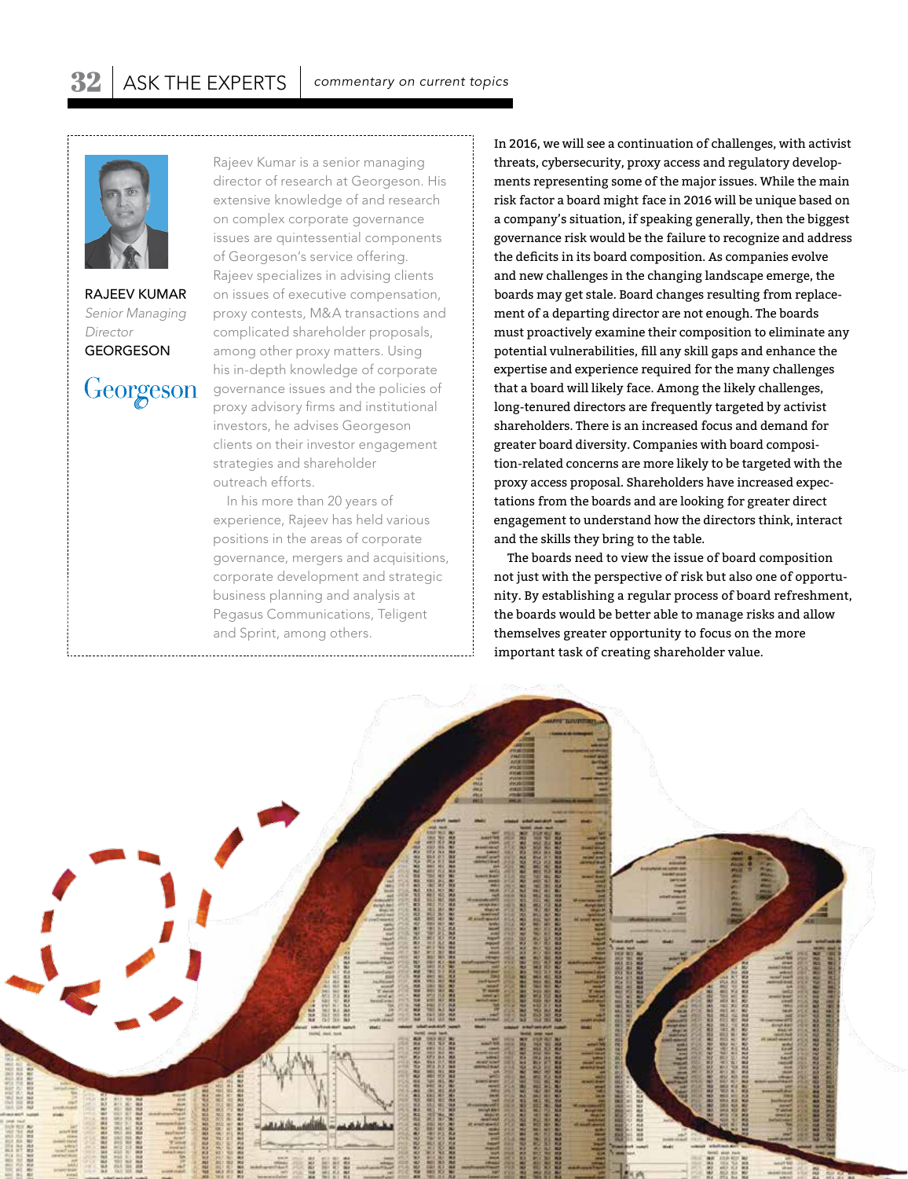RAJEEV KUMAR
*Senior Managing Director*
GEORGESON

Rajeev Kumar is a senior managing director of research at Georgeson. His extensive knowledge of and research on complex corporate governance issues are quintessential components of Georgeson's service offering. Rajeev specializes in advising clients on issues of executive compensation, proxy contests, M&A transactions and complicated shareholder proposals, among other proxy matters. Using his in-depth knowledge of corporate governance issues and the policies of proxy advisory firms and institutional investors, he advises Georgeson clients on their investor engagement strategies and shareholder outreach efforts.

In his more than 20 years of experience, Rajeev has held various positions in the areas of corporate governance, mergers and acquisitions, corporate development and strategic business planning and analysis at Pegasus Communications, Teligent and Sprint, among others.

In 2016, we will see a continuation of challenges, with activist threats, cybersecurity, proxy access and regulatory developments representing some of the major issues. While the main risk factor a board might face in 2016 will be unique based on a company's situation, if speaking generally, then the biggest governance risk would be the failure to recognize and address the deficits in its board composition. As companies evolve and new challenges in the changing landscape emerge, the boards may get stale. Board changes resulting from replacement of a departing director are not enough. The boards must proactively examine their composition to eliminate any potential vulnerabilities, fill any skill gaps and enhance the expertise and experience required for the many challenges that a board will likely face. Among the likely challenges, long-tenured directors are frequently targeted by activist shareholders. There is an increased focus and demand for greater board diversity. Companies with board composition-related concerns are more likely to be targeted with the proxy access proposal. Shareholders have increased expectations from the boards and are looking for greater direct engagement to understand how the directors think, interact and the skills they bring to the table.

The boards need to view the issue of board composition not just with the perspective of risk but also one of opportunity. By establishing a regular process of board refreshment, the boards would be better able to manage risks and allow themselves greater opportunity to focus on the more important task of creating shareholder value.